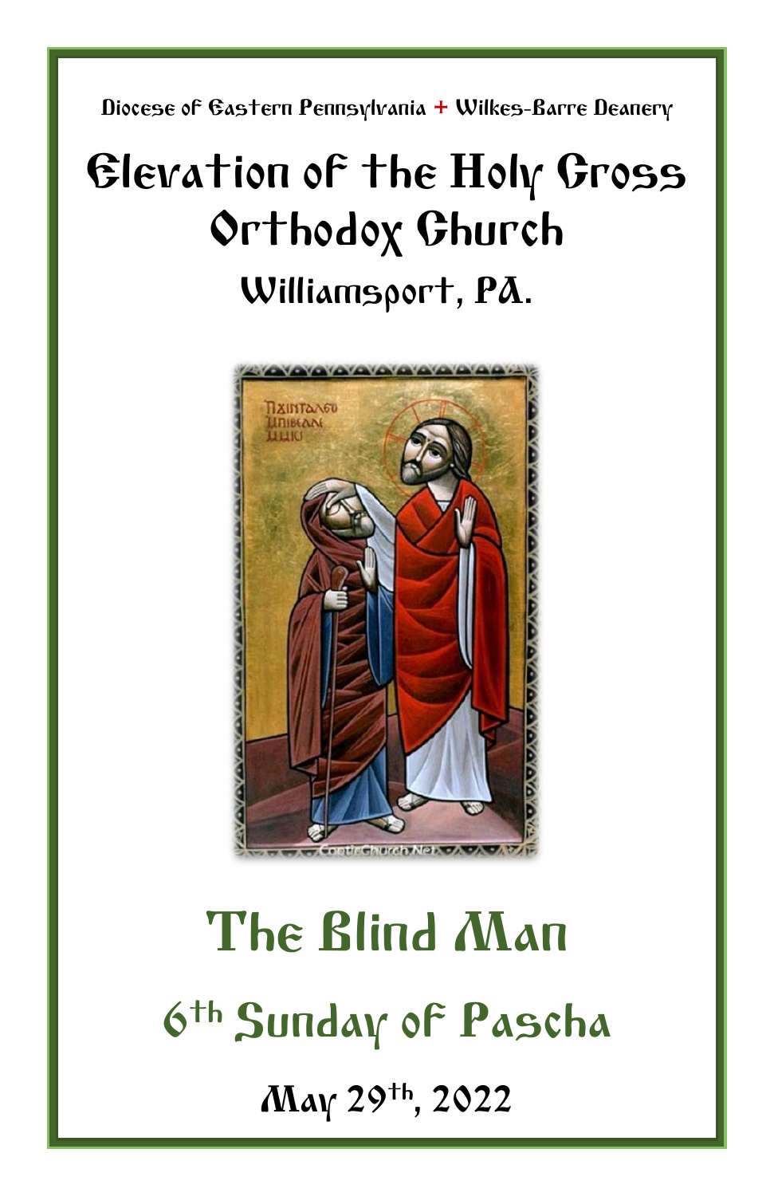Diocese of Eastern Pennsylvania + Wilkes-Barre Deanery

# Elevation of the Holy Cross Orthodox Church

## Williamsport, PA.

# The Blind Man

## 6th Sunday of Pascha

### May 29th, 2022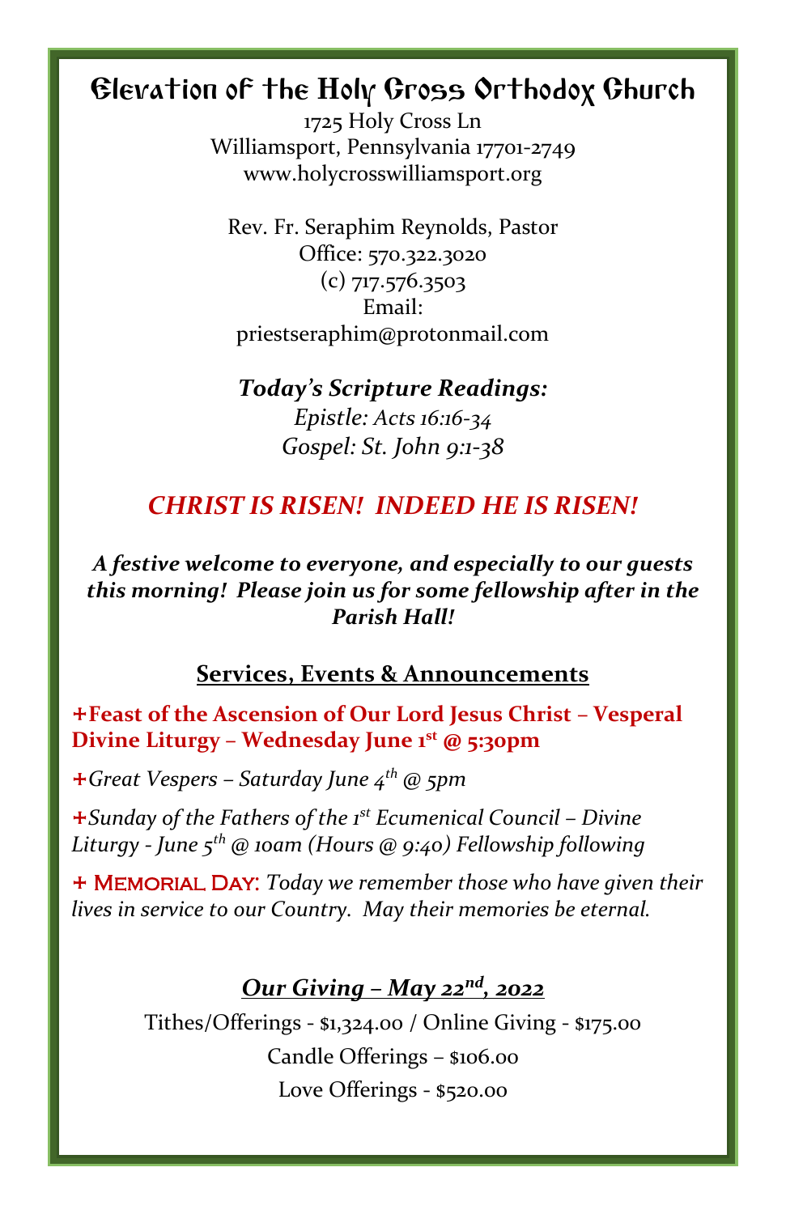# Elevation of the Holy Cross Orthodox Church

1725 Holy Cross Ln
Williamsport, Pennsylvania 17701-2749
www.holycrosswilliamsport.org

Rev. Fr. Seraphim Reynolds, Pastor
Office: 570.322.3020
(c) 717.576.3503
Email:
priestseraphim@protonmail.com

***Today's Scripture Readings:***
*Epistle: Acts 16:16-34*
*Gospel: St. John 9:1-38*

***CHRIST IS RISEN! INDEED HE IS RISEN!***

***A festive welcome to everyone, and especially to our guests this morning! Please join us for some fellowship after in the Parish Hall!***

## Services, Events & Announcements

**+Feast of the Ascension of Our Lord Jesus Christ – Vesperal Divine Liturgy – Wednesday June 1st @ 5:30pm**

+*Great Vespers – Saturday June 4th @ 5pm*

+*Sunday of the Fathers of the 1st Ecumenical Council – Divine Liturgy - June 5th @ 10am (Hours @ 9:40) Fellowship following*

+ MEMORIAL DAY: *Today we remember those who have given their lives in service to our Country. May their memories be eternal.*

***Our Giving – May 22nd, 2022***

Tithes/Offerings - $1,324.00 / Online Giving - $175.00
Candle Offerings – $106.00
Love Offerings - $520.00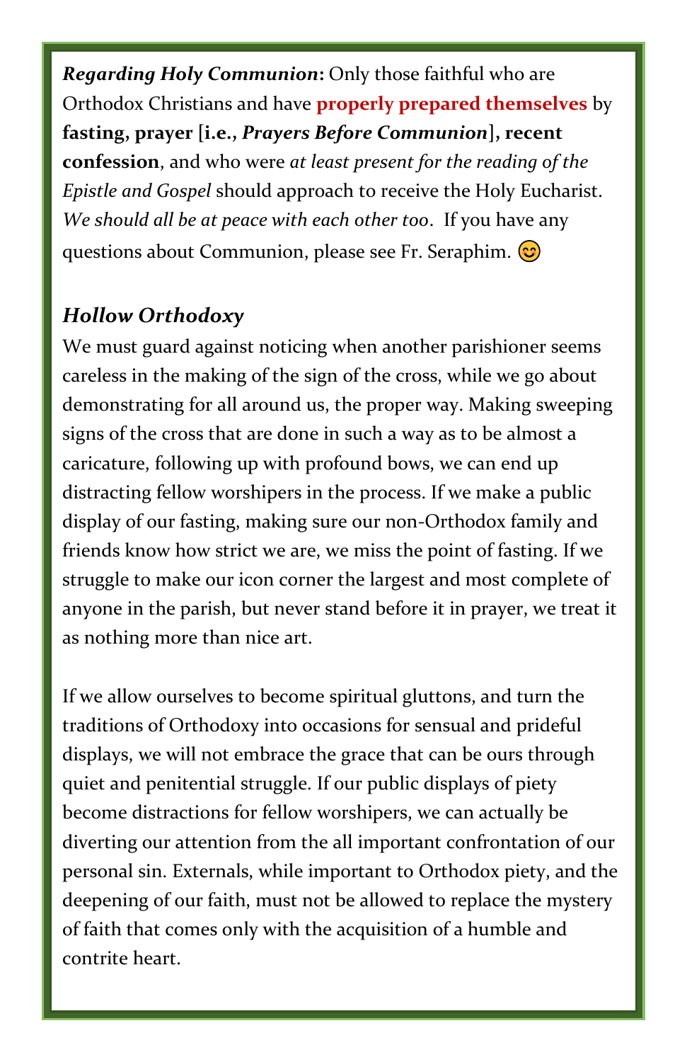***Regarding Holy Communion*:** Only those faithful who are Orthodox Christians and have **properly prepared themselves** by **fasting, prayer [i.e., *Prayers Before Communion*], recent confession**, and who were *at least present for the reading of the Epistle and Gospel* should approach to receive the Holy Eucharist. *We should all be at peace with each other too*. If you have any questions about Communion, please see Fr. Seraphim. 😊

## *Hollow Orthodoxy*

We must guard against noticing when another parishioner seems careless in the making of the sign of the cross, while we go about demonstrating for all around us, the proper way. Making sweeping signs of the cross that are done in such a way as to be almost a caricature, following up with profound bows, we can end up distracting fellow worshipers in the process. If we make a public display of our fasting, making sure our non-Orthodox family and friends know how strict we are, we miss the point of fasting. If we struggle to make our icon corner the largest and most complete of anyone in the parish, but never stand before it in prayer, we treat it as nothing more than nice art.

If we allow ourselves to become spiritual gluttons, and turn the traditions of Orthodoxy into occasions for sensual and prideful displays, we will not embrace the grace that can be ours through quiet and penitential struggle. If our public displays of piety become distractions for fellow worshipers, we can actually be diverting our attention from the all important confrontation of our personal sin. Externals, while important to Orthodox piety, and the deepening of our faith, must not be allowed to replace the mystery of faith that comes only with the acquisition of a humble and contrite heart.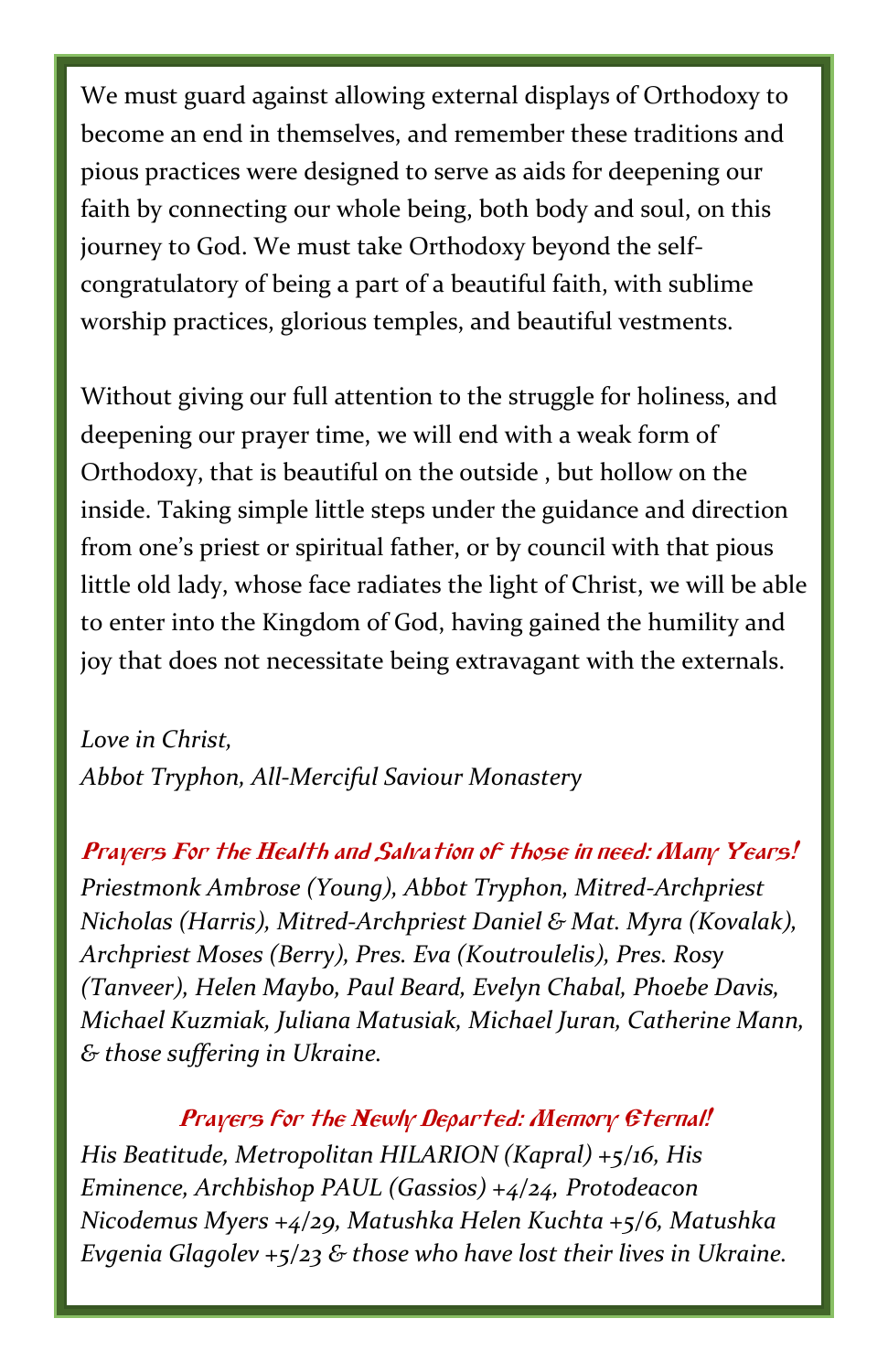We must guard against allowing external displays of Orthodoxy to become an end in themselves, and remember these traditions and pious practices were designed to serve as aids for deepening our faith by connecting our whole being, both body and soul, on this journey to God. We must take Orthodoxy beyond the self-congratulatory of being a part of a beautiful faith, with sublime worship practices, glorious temples, and beautiful vestments.

Without giving our full attention to the struggle for holiness, and deepening our prayer time, we will end with a weak form of Orthodoxy, that is beautiful on the outside , but hollow on the inside. Taking simple little steps under the guidance and direction from one's priest or spiritual father, or by council with that pious little old lady, whose face radiates the light of Christ, we will be able to enter into the Kingdom of God, having gained the humility and joy that does not necessitate being extravagant with the externals.

*Love in Christ,*
*Abbot Tryphon, All-Merciful Saviour Monastery*

**Prayers For the Health and Salvation of those in need: Many Years!**

*Priestmonk Ambrose (Young), Abbot Tryphon, Mitred-Archpriest Nicholas (Harris), Mitred-Archpriest Daniel & Mat. Myra (Kovalak), Archpriest Moses (Berry), Pres. Eva (Koutroulelis), Pres. Rosy (Tanveer), Helen Maybo, Paul Beard, Evelyn Chabal, Phoebe Davis, Michael Kuzmiak, Juliana Matusiak, Michael Juran, Catherine Mann, & those suffering in Ukraine.*

**Prayers for the Newly Departed: Memory Eternal!**

*His Beatitude, Metropolitan HILARION (Kapral) +5/16, His Eminence, Archbishop PAUL (Gassios) +4/24, Protodeacon Nicodemus Myers +4/29, Matushka Helen Kuchta +5/6, Matushka Evgenia Glagolev +5/23 & those who have lost their lives in Ukraine.*